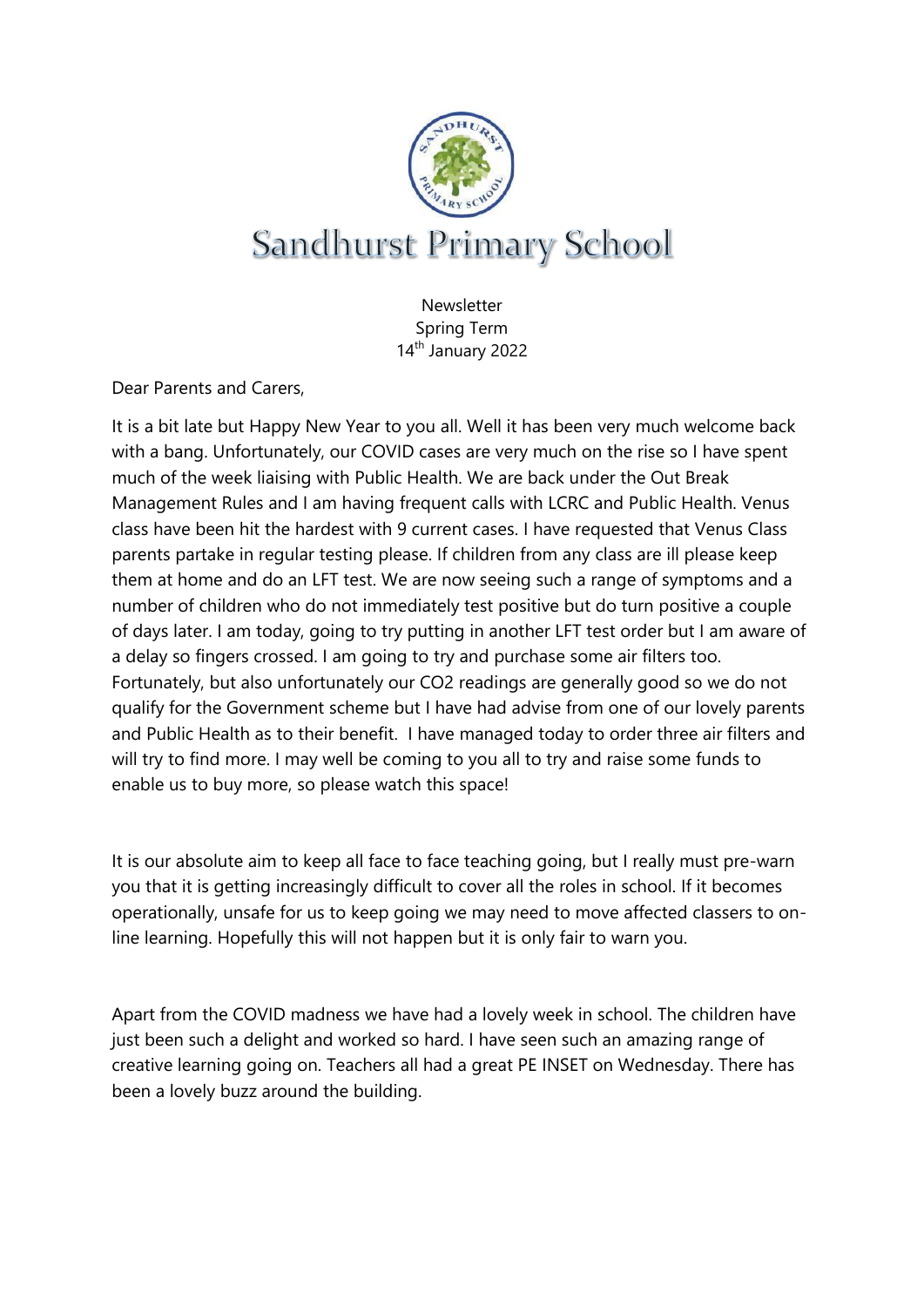# Sandhurst Primary School

Newsletter
Spring Term
14th January 2022

Dear Parents and Carers,

It is a bit late but Happy New Year to you all. Well it has been very much welcome back with a bang. Unfortunately, our COVID cases are very much on the rise so I have spent much of the week liaising with Public Health. We are back under the Out Break Management Rules and I am having frequent calls with LCRC and Public Health. Venus class have been hit the hardest with 9 current cases. I have requested that Venus Class parents partake in regular testing please. If children from any class are ill please keep them at home and do an LFT test. We are now seeing such a range of symptoms and a number of children who do not immediately test positive but do turn positive a couple of days later. I am today, going to try putting in another LFT test order but I am aware of a delay so fingers crossed. I am going to try and purchase some air filters too. Fortunately, but also unfortunately our CO2 readings are generally good so we do not qualify for the Government scheme but I have had advise from one of our lovely parents and Public Health as to their benefit. I have managed today to order three air filters and will try to find more. I may well be coming to you all to try and raise some funds to enable us to buy more, so please watch this space!

It is our absolute aim to keep all face to face teaching going, but I really must pre-warn you that it is getting increasingly difficult to cover all the roles in school. If it becomes operationally, unsafe for us to keep going we may need to move affected classers to on-line learning. Hopefully this will not happen but it is only fair to warn you.

Apart from the COVID madness we have had a lovely week in school. The children have just been such a delight and worked so hard. I have seen such an amazing range of creative learning going on. Teachers all had a great PE INSET on Wednesday. There has been a lovely buzz around the building.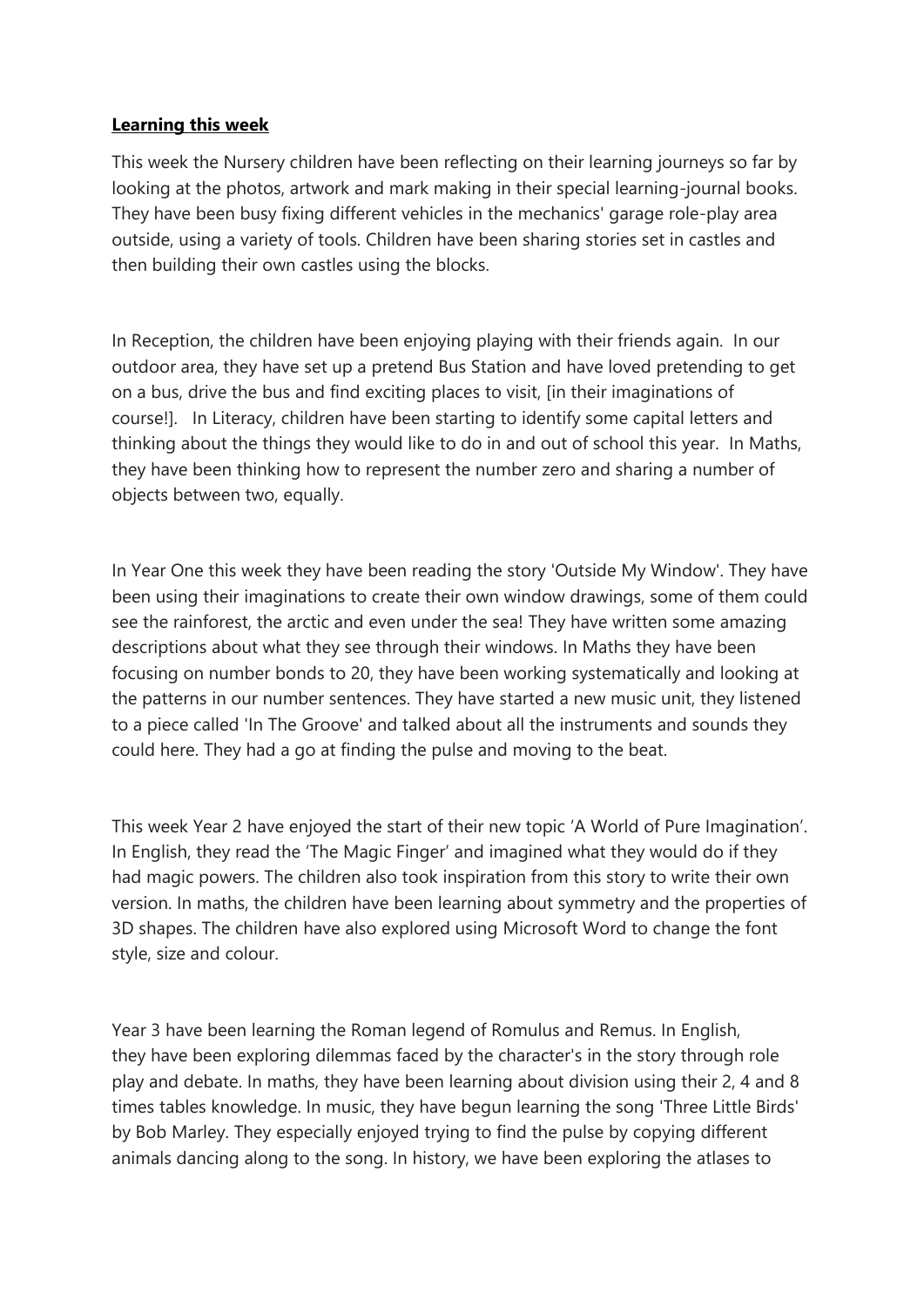**Learning this week**

This week the Nursery children have been reflecting on their learning journeys so far by looking at the photos, artwork and mark making in their special learning-journal books. They have been busy fixing different vehicles in the mechanics' garage role-play area outside, using a variety of tools. Children have been sharing stories set in castles and then building their own castles using the blocks.

In Reception, the children have been enjoying playing with their friends again. In our outdoor area, they have set up a pretend Bus Station and have loved pretending to get on a bus, drive the bus and find exciting places to visit, [in their imaginations of course!]. In Literacy, children have been starting to identify some capital letters and thinking about the things they would like to do in and out of school this year. In Maths, they have been thinking how to represent the number zero and sharing a number of objects between two, equally.

In Year One this week they have been reading the story 'Outside My Window'. They have been using their imaginations to create their own window drawings, some of them could see the rainforest, the arctic and even under the sea! They have written some amazing descriptions about what they see through their windows. In Maths they have been focusing on number bonds to 20, they have been working systematically and looking at the patterns in our number sentences. They have started a new music unit, they listened to a piece called 'In The Groove' and talked about all the instruments and sounds they could here. They had a go at finding the pulse and moving to the beat.

This week Year 2 have enjoyed the start of their new topic 'A World of Pure Imagination'. In English, they read the 'The Magic Finger' and imagined what they would do if they had magic powers. The children also took inspiration from this story to write their own version. In maths, the children have been learning about symmetry and the properties of 3D shapes. The children have also explored using Microsoft Word to change the font style, size and colour.

Year 3 have been learning the Roman legend of Romulus and Remus. In English, they have been exploring dilemmas faced by the character's in the story through role play and debate. In maths, they have been learning about division using their 2, 4 and 8 times tables knowledge. In music, they have begun learning the song 'Three Little Birds' by Bob Marley. They especially enjoyed trying to find the pulse by copying different animals dancing along to the song. In history, we have been exploring the atlases to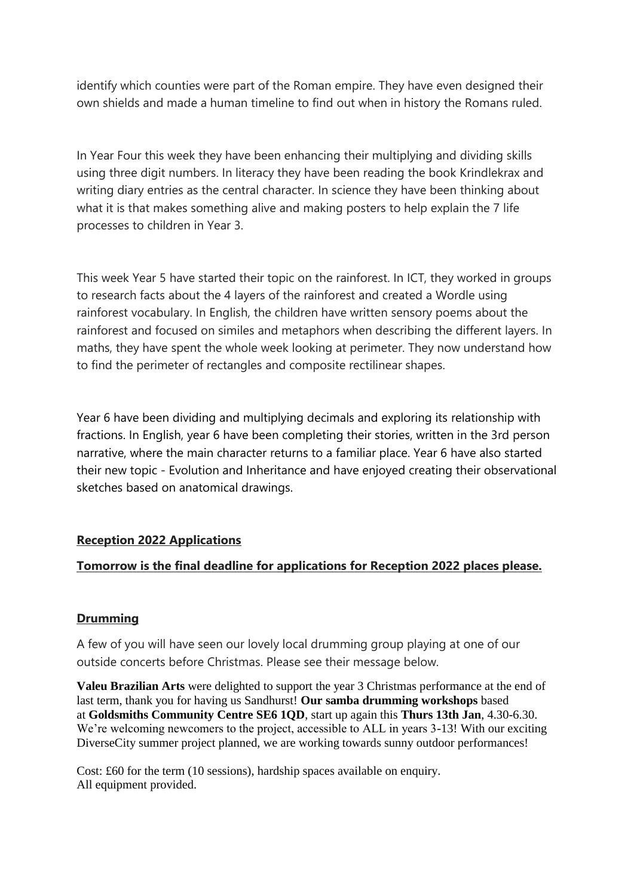identify which counties were part of the Roman empire. They have even designed their own shields and made a human timeline to find out when in history the Romans ruled.

In Year Four this week they have been enhancing their multiplying and dividing skills using three digit numbers. In literacy they have been reading the book Krindlekrax and writing diary entries as the central character. In science they have been thinking about what it is that makes something alive and making posters to help explain the 7 life processes to children in Year 3.

This week Year 5 have started their topic on the rainforest. In ICT, they worked in groups to research facts about the 4 layers of the rainforest and created a Wordle using rainforest vocabulary. In English, the children have written sensory poems about the rainforest and focused on similes and metaphors when describing the different layers. In maths, they have spent the whole week looking at perimeter. They now understand how to find the perimeter of rectangles and composite rectilinear shapes.

Year 6 have been dividing and multiplying decimals and exploring its relationship with fractions. In English, year 6 have been completing their stories, written in the 3rd person narrative, where the main character returns to a familiar place. Year 6 have also started their new topic - Evolution and Inheritance and have enjoyed creating their observational sketches based on anatomical drawings.

**Reception 2022 Applications**

**Tomorrow is the final deadline for applications for Reception 2022 places please.**

**Drumming**

A few of you will have seen our lovely local drumming group playing at one of our outside concerts before Christmas. Please see their message below.

**Valeu Brazilian Arts** were delighted to support the year 3 Christmas performance at the end of last term, thank you for having us Sandhurst! **Our samba drumming workshops** based at **Goldsmiths Community Centre SE6 1QD**, start up again this **Thurs 13th Jan**, 4.30-6.30. We're welcoming newcomers to the project, accessible to ALL in years 3-13! With our exciting DiverseCity summer project planned, we are working towards sunny outdoor performances!

Cost: £60 for the term (10 sessions), hardship spaces available on enquiry.
All equipment provided.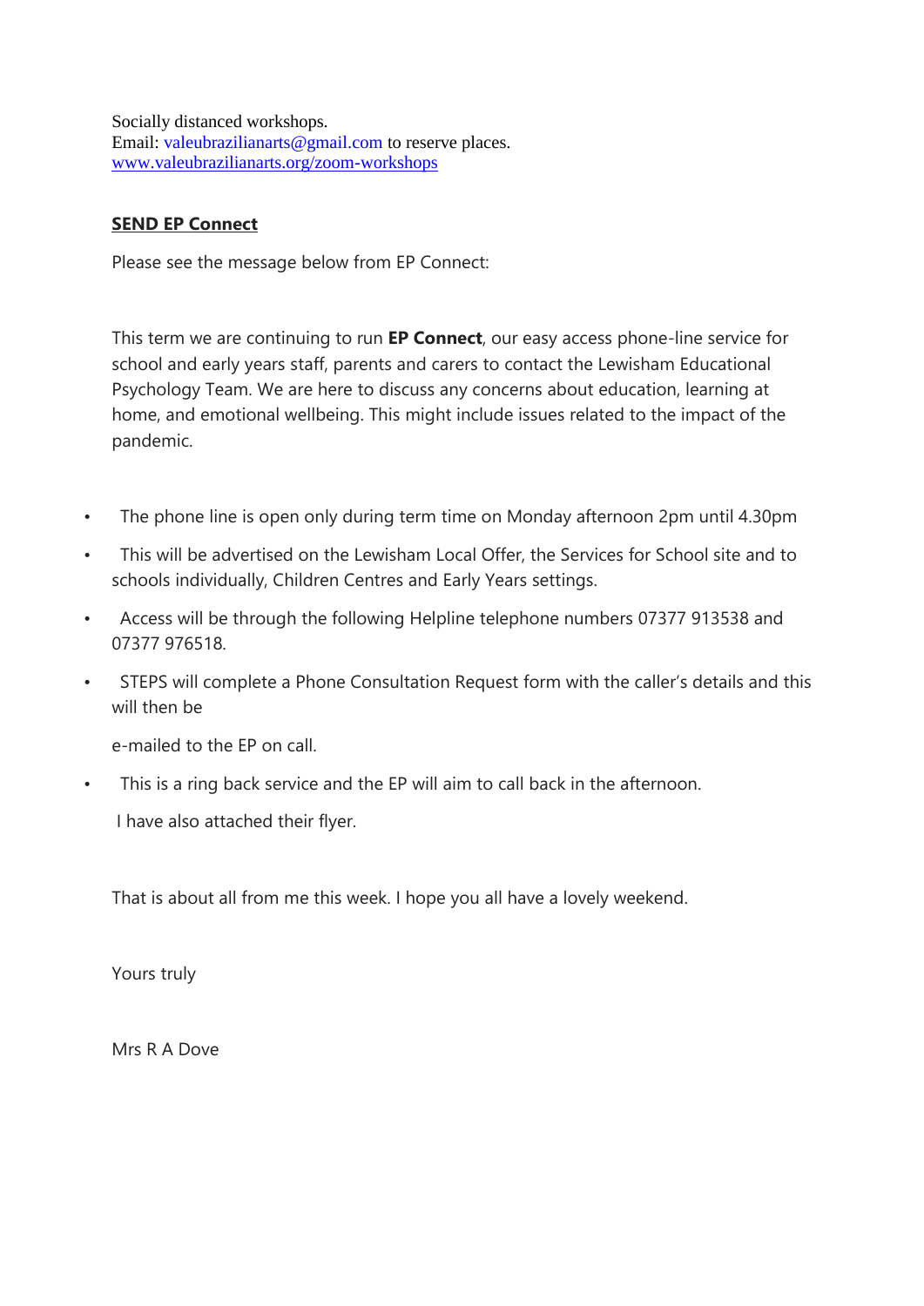Socially distanced workshops.
Email: valeubrazilianarts@gmail.com to reserve places.
www.valeubrazilianarts.org/zoom-workshops

**SEND EP Connect**

Please see the message below from EP Connect:

This term we are continuing to run **EP Connect**, our easy access phone-line service for school and early years staff, parents and carers to contact the Lewisham Educational Psychology Team. We are here to discuss any concerns about education, learning at home, and emotional wellbeing. This might include issues related to the impact of the pandemic.

- The phone line is open only during term time on Monday afternoon 2pm until 4.30pm
- This will be advertised on the Lewisham Local Offer, the Services for School site and to schools individually, Children Centres and Early Years settings.
- Access will be through the following Helpline telephone numbers 07377 913538 and 07377 976518.
- STEPS will complete a Phone Consultation Request form with the caller's details and this will then be

  e-mailed to the EP on call.
- This is a ring back service and the EP will aim to call back in the afternoon.

I have also attached their flyer.

That is about all from me this week. I hope you all have a lovely weekend.

Yours truly

Mrs R A Dove